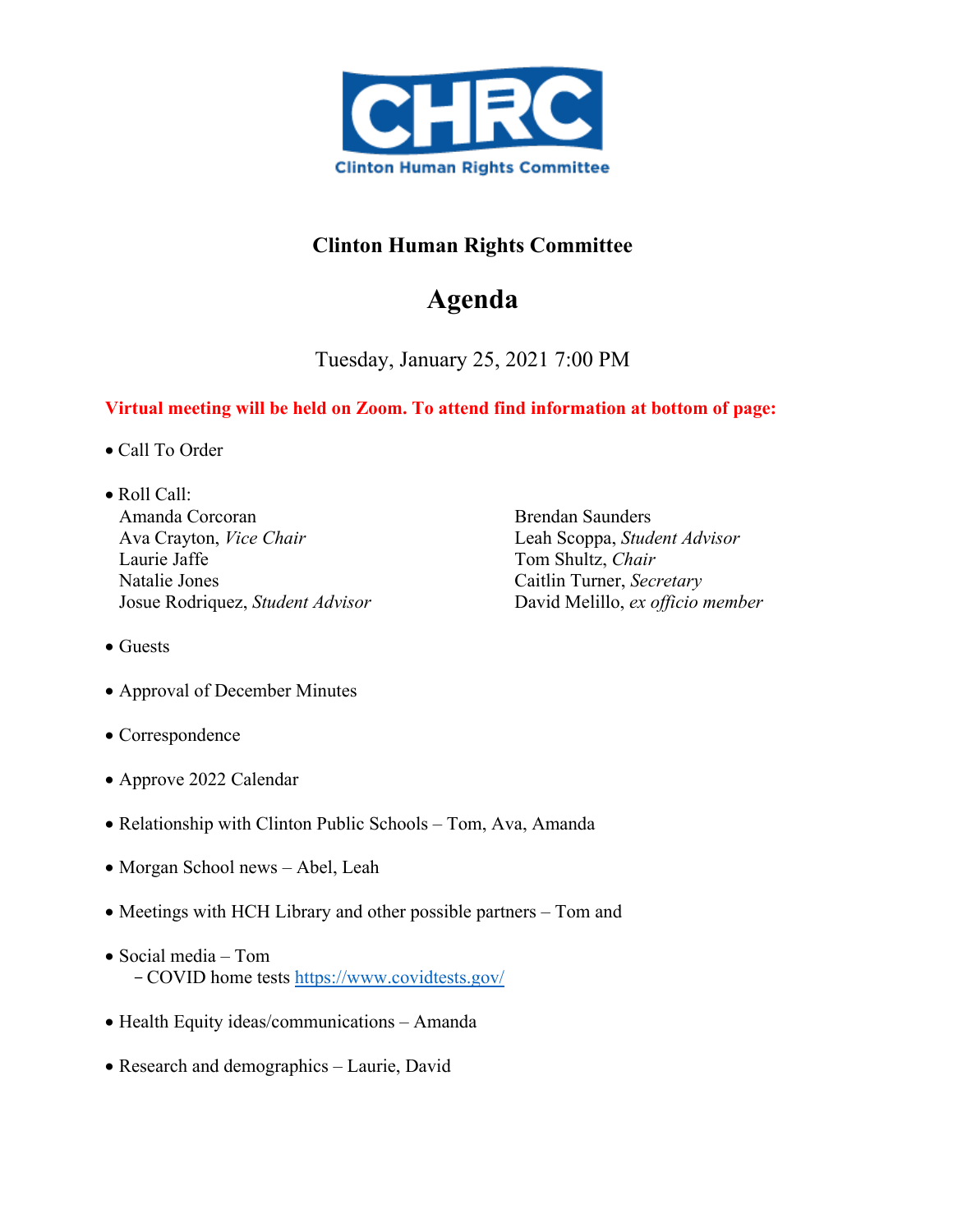CHRC

Clinton Human Rights Committee

# Clinton Human Rights Committee

## Agenda

Tuesday, January 25, 2021 7:00 PM

**Virtual meeting will be held on Zoom. To attend find information at bottom of page:**

- Call To Order
- Roll Call:
  - Amanda Corcoran
  - Ava Crayton, *Vice Chair*
  - Laurie Jaffe
  - Natalie Jones
  - Josue Rodriquez, *Student Advisor*
  - Brendan Saunders
  - Leah Scoppa, *Student Advisor*
  - Tom Shultz, *Chair*
  - Caitlin Turner, *Secretary*
  - David Melillo, *ex officio member*
- Guests
- Approval of December Minutes
- Correspondence
- Approve 2022 Calendar
- Relationship with Clinton Public Schools – Tom, Ava, Amanda
- Morgan School news – Abel, Leah
- Meetings with HCH Library and other possible partners – Tom and
- Social media – Tom
  - COVID home tests https://www.covidtests.gov/
- Health Equity ideas/communications – Amanda
- Research and demographics – Laurie, David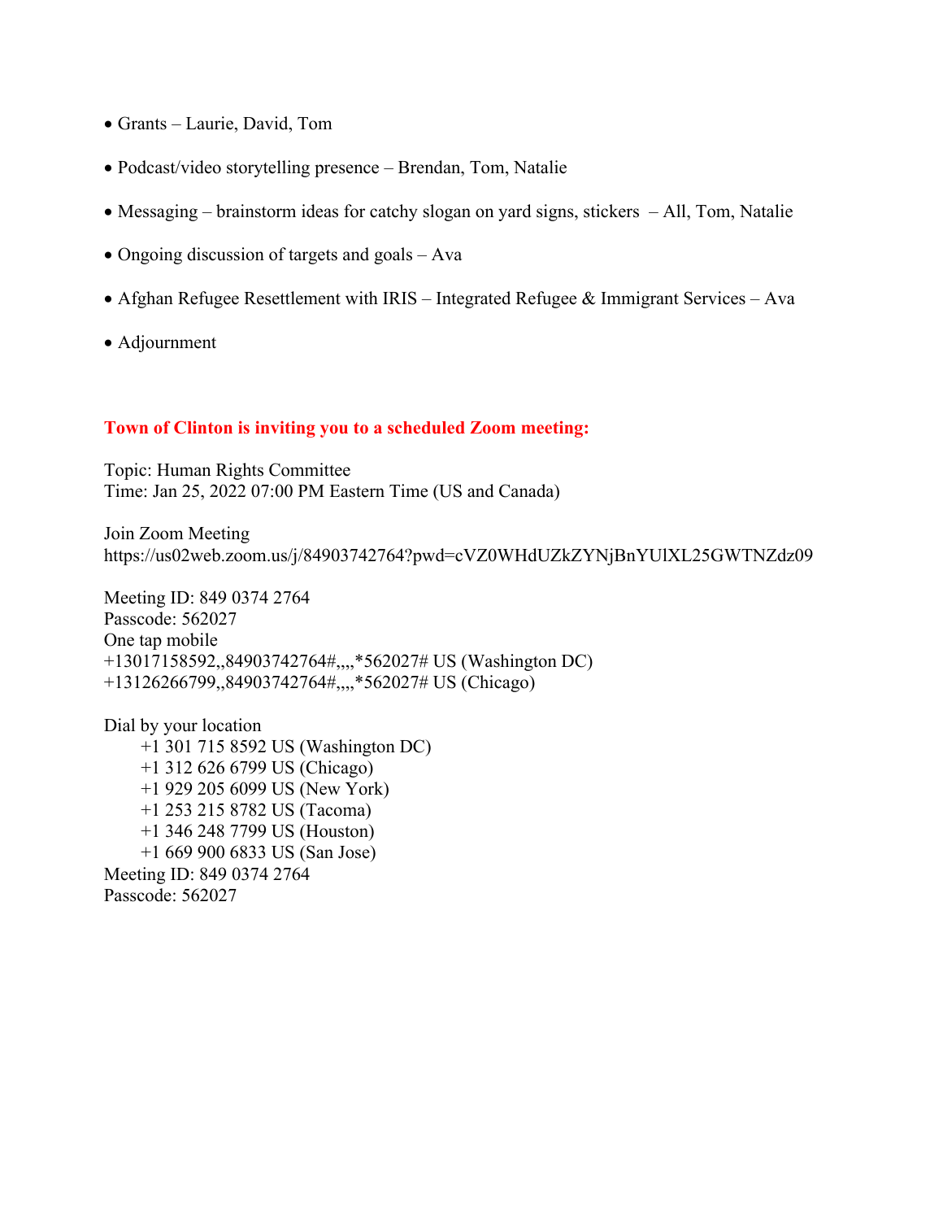- Grants – Laurie, David, Tom
- Podcast/video storytelling presence – Brendan, Tom, Natalie
- Messaging – brainstorm ideas for catchy slogan on yard signs, stickers – All, Tom, Natalie
- Ongoing discussion of targets and goals – Ava
- Afghan Refugee Resettlement with IRIS – Integrated Refugee & Immigrant Services – Ava
- Adjournment

**Town of Clinton is inviting you to a scheduled Zoom meeting:**

Topic: Human Rights Committee
Time: Jan 25, 2022 07:00 PM Eastern Time (US and Canada)

Join Zoom Meeting
https://us02web.zoom.us/j/84903742764?pwd=cVZ0WHdUZkZYNjBnYUlXL25GWTNZdz09

Meeting ID: 849 0374 2764
Passcode: 562027
One tap mobile
+13017158592,,84903742764#,,,,*562027# US (Washington DC)
+13126266799,,84903742764#,,,,*562027# US (Chicago)

Dial by your location
+1 301 715 8592 US (Washington DC)
+1 312 626 6799 US (Chicago)
+1 929 205 6099 US (New York)
+1 253 215 8782 US (Tacoma)
+1 346 248 7799 US (Houston)
+1 669 900 6833 US (San Jose)
Meeting ID: 849 0374 2764
Passcode: 562027